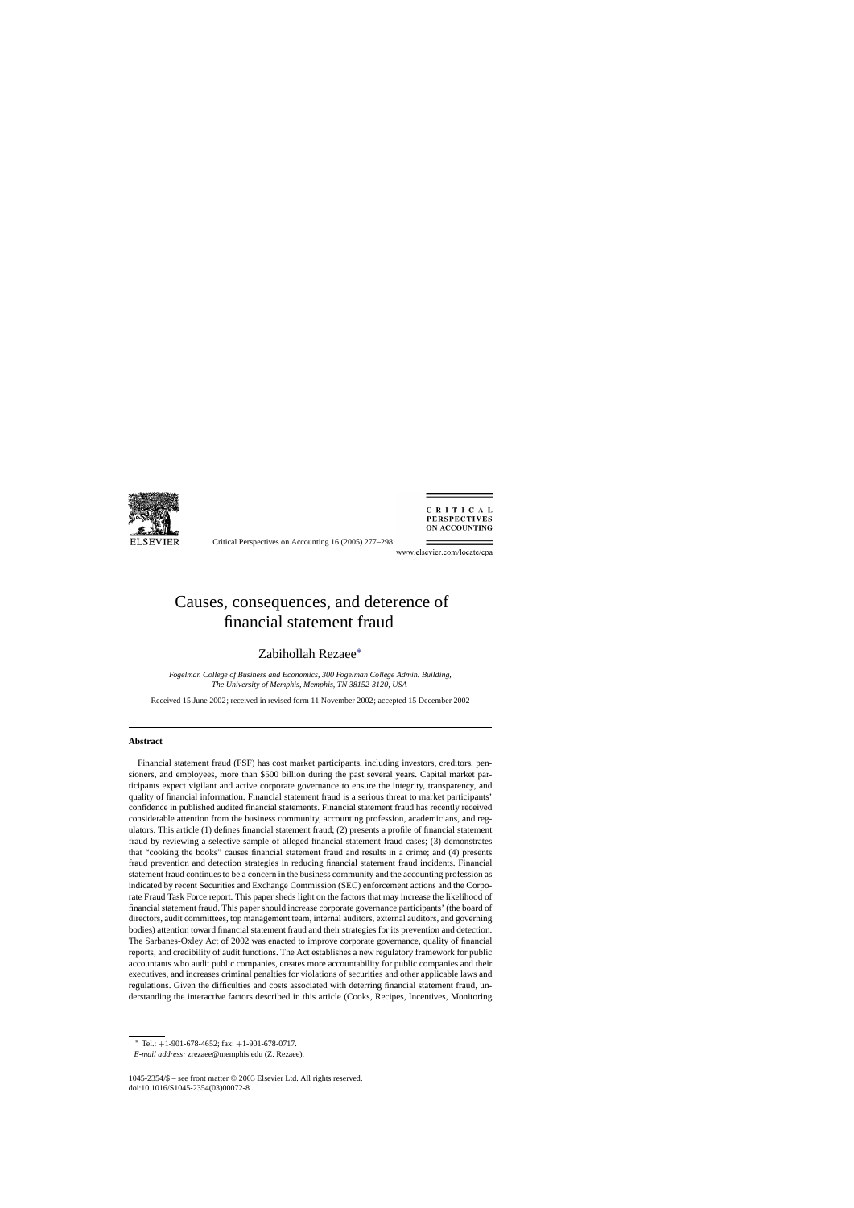# Causes, consequences, and deterence of financial statement fraud

Zabihollah Rezaee*

*Fogelman College of Business and Economics, 300 Fogelman College Admin. Building, The University of Memphis, Memphis, TN 38152-3120, USA*

Received 15 June 2002; received in revised form 11 November 2002; accepted 15 December 2002

## Abstract

Financial statement fraud (FSF) has cost market participants, including investors, creditors, pensioners, and employees, more than $500 billion during the past several years. Capital market participants expect vigilant and active corporate governance to ensure the integrity, transparency, and quality of financial information. Financial statement fraud is a serious threat to market participants' confidence in published audited financial statements. Financial statement fraud has recently received considerable attention from the business community, accounting profession, academicians, and regulators. This article (1) defines financial statement fraud; (2) presents a profile of financial statement fraud by reviewing a selective sample of alleged financial statement fraud cases; (3) demonstrates that "cooking the books" causes financial statement fraud and results in a crime; and (4) presents fraud prevention and detection strategies in reducing financial statement fraud incidents. Financial statement fraud continues to be a concern in the business community and the accounting profession as indicated by recent Securities and Exchange Commission (SEC) enforcement actions and the Corporate Fraud Task Force report. This paper sheds light on the factors that may increase the likelihood of financial statement fraud. This paper should increase corporate governance participants' (the board of directors, audit committees, top management team, internal auditors, external auditors, and governing bodies) attention toward financial statement fraud and their strategies for its prevention and detection. The Sarbanes-Oxley Act of 2002 was enacted to improve corporate governance, quality of financial reports, and credibility of audit functions. The Act establishes a new regulatory framework for public accountants who audit public companies, creates more accountability for public companies and their executives, and increases criminal penalties for violations of securities and other applicable laws and regulations. Given the difficulties and costs associated with deterring financial statement fraud, understanding the interactive factors described in this article (Cooks, Recipes, Incentives, Monitoring

---

* Tel.: +1-901-678-4652; fax: +1-901-678-0717.
*E-mail address:* zrezaee@memphis.edu (Z. Rezaee).

1045-2354/$ – see front matter © 2003 Elsevier Ltd. All rights reserved.
doi:10.1016/S1045-2354(03)00072-8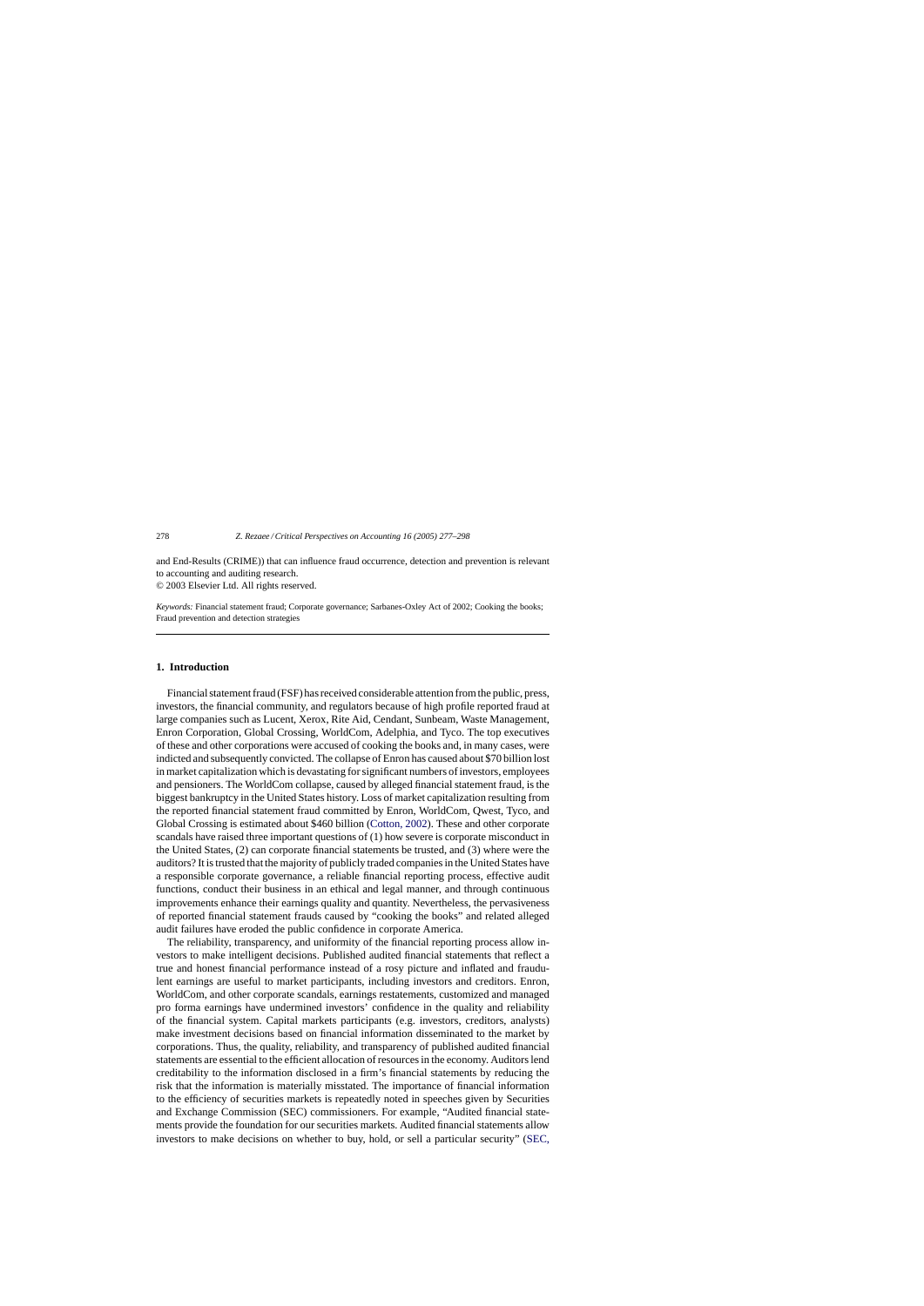and End-Results (CRIME)) that can influence fraud occurrence, detection and prevention is relevant to accounting and auditing research.
© 2003 Elsevier Ltd. All rights reserved.

*Keywords:* Financial statement fraud; Corporate governance; Sarbanes-Oxley Act of 2002; Cooking the books; Fraud prevention and detection strategies

## 1. Introduction

Financial statement fraud (FSF) has received considerable attention from the public, press, investors, the financial community, and regulators because of high profile reported fraud at large companies such as Lucent, Xerox, Rite Aid, Cendant, Sunbeam, Waste Management, Enron Corporation, Global Crossing, WorldCom, Adelphia, and Tyco. The top executives of these and other corporations were accused of cooking the books and, in many cases, were indicted and subsequently convicted. The collapse of Enron has caused about $70 billion lost in market capitalization which is devastating for significant numbers of investors, employees and pensioners. The WorldCom collapse, caused by alleged financial statement fraud, is the biggest bankruptcy in the United States history. Loss of market capitalization resulting from the reported financial statement fraud committed by Enron, WorldCom, Qwest, Tyco, and Global Crossing is estimated about $460 billion (Cotton, 2002). These and other corporate scandals have raised three important questions of (1) how severe is corporate misconduct in the United States, (2) can corporate financial statements be trusted, and (3) where were the auditors? It is trusted that the majority of publicly traded companies in the United States have a responsible corporate governance, a reliable financial reporting process, effective audit functions, conduct their business in an ethical and legal manner, and through continuous improvements enhance their earnings quality and quantity. Nevertheless, the pervasiveness of reported financial statement frauds caused by "cooking the books" and related alleged audit failures have eroded the public confidence in corporate America.

The reliability, transparency, and uniformity of the financial reporting process allow investors to make intelligent decisions. Published audited financial statements that reflect a true and honest financial performance instead of a rosy picture and inflated and fraudulent earnings are useful to market participants, including investors and creditors. Enron, WorldCom, and other corporate scandals, earnings restatements, customized and managed pro forma earnings have undermined investors' confidence in the quality and reliability of the financial system. Capital markets participants (e.g. investors, creditors, analysts) make investment decisions based on financial information disseminated to the market by corporations. Thus, the quality, reliability, and transparency of published audited financial statements are essential to the efficient allocation of resources in the economy. Auditors lend creditability to the information disclosed in a firm's financial statements by reducing the risk that the information is materially misstated. The importance of financial information to the efficiency of securities markets is repeatedly noted in speeches given by Securities and Exchange Commission (SEC) commissioners. For example, "Audited financial statements provide the foundation for our securities markets. Audited financial statements allow investors to make decisions on whether to buy, hold, or sell a particular security" (SEC,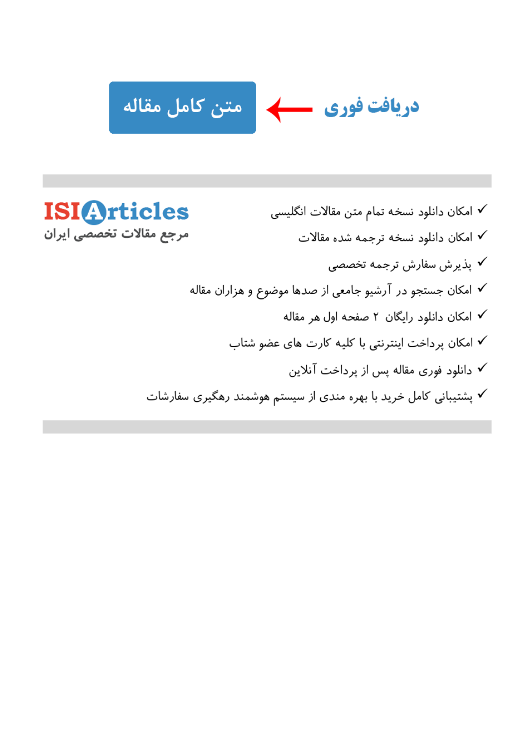دریافت فوری ← متن کامل مقاله

ISIArticles
مرجع مقالات تخصصی ایران

- ✓ امکان دانلود نسخه تمام متن مقالات انگلیسی
- ✓ امکان دانلود نسخه ترجمه شده مقالات
- ✓ پذیرش سفارش ترجمه تخصصی
- ✓ امکان جستجو در آرشیو جامعی از صدها موضوع و هزاران مقاله
- ✓ امکان دانلود رایگان ۲ صفحه اول هر مقاله
- ✓ امکان پرداخت اینترنتی با کلیه کارت های عضو شتاب
- ✓ دانلود فوری مقاله پس از پرداخت آنلاین
- ✓ پشتیبانی کامل خرید با بهره مندی از سیستم هوشمند رهگیری سفارشات